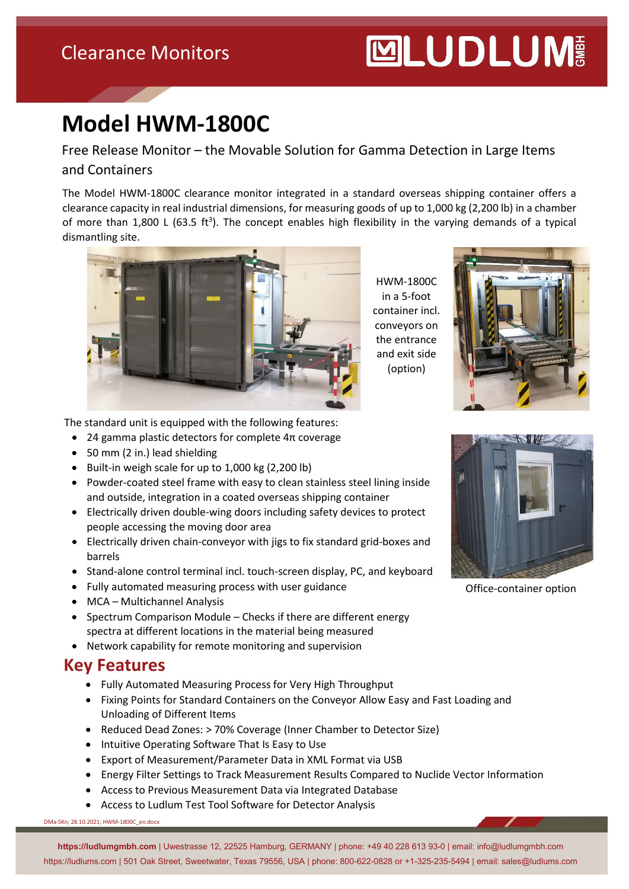# Model HWM-1800C

Free Release Monitor – the Movable Solution for Gamma Detection in Large Items and Containers

The Model HWM-1800C clearance monitor integrated in a standard overseas shipping container offers a clearance capacity in real industrial dimensions, for measuring goods of up to 1,000 kg (2,200 lb) in a chamber of more than 1,800 L (63.5 ft$^3$). The concept enables high flexibility in the varying demands of a typical dismantling site.

HWM-1800C in a 5-foot container incl. conveyors on the entrance and exit side (option)

The standard unit is equipped with the following features:

- 24 gamma plastic detectors for complete 4π coverage
- 50 mm (2 in.) lead shielding
- Built-in weigh scale for up to 1,000 kg (2,200 lb)
- Powder-coated steel frame with easy to clean stainless steel lining inside and outside, integration in a coated overseas shipping container
- Electrically driven double-wing doors including safety devices to protect people accessing the moving door area
- Electrically driven chain-conveyor with jigs to fix standard grid-boxes and barrels
- Stand-alone control terminal incl. touch-screen display, PC, and keyboard
- Fully automated measuring process with user guidance
- MCA – Multichannel Analysis
- Spectrum Comparison Module – Checks if there are different energy spectra at different locations in the material being measured
- Network capability for remote monitoring and supervision

Office-container option

## Key Features

- Fully Automated Measuring Process for Very High Throughput
- Fixing Points for Standard Containers on the Conveyor Allow Easy and Fast Loading and Unloading of Different Items
- Reduced Dead Zones: > 70% Coverage (Inner Chamber to Detector Size)
- Intuitive Operating Software That Is Easy to Use
- Export of Measurement/Parameter Data in XML Format via USB
- Energy Filter Settings to Track Measurement Results Compared to Nuclide Vector Information
- Access to Previous Measurement Data via Integrated Database
- Access to Ludlum Test Tool Software for Detector Analysis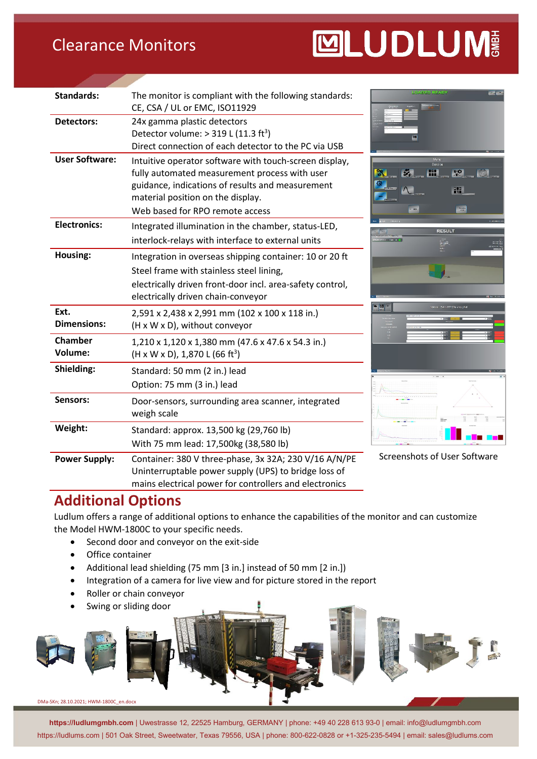| | |
|---|---|
| **Standards:** | The monitor is compliant with the following standards: CE, CSA / UL or EMC, ISO11929 |
| **Detectors:** | 24x gamma plastic detectors<br>Detector volume: > 319 L (11.3 $ft^3$)<br>Direct connection of each detector to the PC via USB |
| **User Software:** | Intuitive operator software with touch-screen display, fully automated measurement process with user guidance, indications of results and measurement material position on the display.<br>Web based for RPO remote access |
| **Electronics:** | Integrated illumination in the chamber, status-LED, interlock-relays with interface to external units |
| **Housing:** | Integration in overseas shipping container: 10 or 20 ft<br>Steel frame with stainless steel lining,<br>electrically driven front-door incl. area-safety control,<br>electrically driven chain-conveyor |
| **Ext. Dimensions:** | 2,591 x 2,438 x 2,991 mm (102 x 100 x 118 in.)<br>(H x W x D), without conveyor |
| **Chamber Volume:** | 1,210 x 1,120 x 1,380 mm (47.6 x 47.6 x 54.3 in.)<br>(H x W x D), 1,870 L (66 $ft^3$) |
| **Shielding:** | Standard: 50 mm (2 in.) lead<br>Option: 75 mm (3 in.) lead |
| **Sensors:** | Door-sensors, surrounding area scanner, integrated weigh scale |
| **Weight:** | Standard: approx. 13,500 kg (29,760 lb)<br>With 75 mm lead: 17,500kg (38,580 lb) |
| **Power Supply:** | Container: 380 V three-phase, 3x 32A; 230 V/16 A/N/PE<br>Uninterruptable power supply (UPS) to bridge loss of mains electrical power for controllers and electronics |

Screenshots of User Software

## Additional Options

Ludlum offers a range of additional options to enhance the capabilities of the monitor and can customize the Model HWM-1800C to your specific needs.

- Second door and conveyor on the exit-side
- Office container
- Additional lead shielding (75 mm [3 in.] instead of 50 mm [2 in.])
- Integration of a camera for live view and for picture stored in the report
- Roller or chain conveyor
- Swing or sliding door

DMa-SKn; 28.10.2021; HWM-1800C_en.docx

**https://ludlumgmbh.com** | Uwestrasse 12, 22525 Hamburg, GERMANY | phone: +49 40 228 613 93-0 | email: info@ludlumgmbh.com
https://ludlums.com | 501 Oak Street, Sweetwater, Texas 79556, USA | phone: 800-622-0828 or +1-325-235-5494 | email: sales@ludlums.com